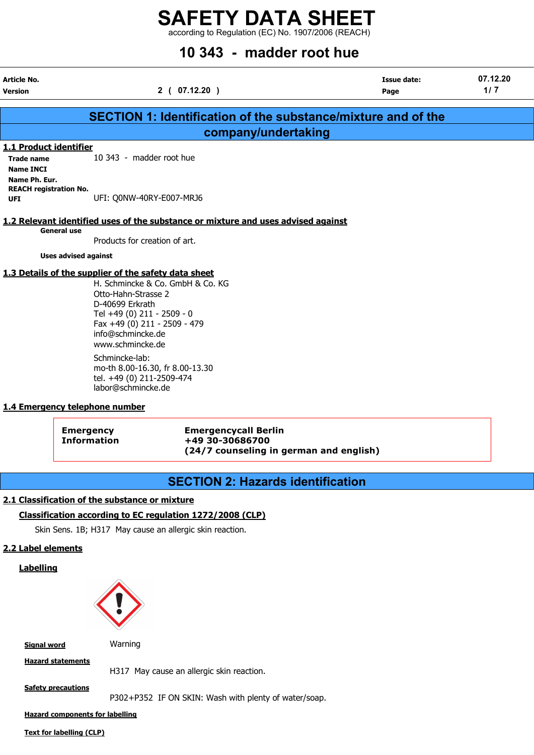# SAFETY DATA SHEET

according to Regulation (EC) No. 1907/2006 (REACH)

## 10 343 - madder root hue

| | | | |
|---|---|---|---|
| **Article No.** | | **Issue date:** | 07.12.20 |
| **Version** | 2 ( 07.12.20 ) | | |

## SECTION 1: Identification of the substance/mixture and of the company/undertaking

### 1.1 Product identifier

**Trade name** 10 343 - madder root hue

**Name INCI**

**Name Ph. Eur.**

**REACH registration No.**

**UFI** UFI: Q0NW-40RY-E007-MRJ6

### 1.2 Relevant identified uses of the substance or mixture and uses advised against

**General use**

Products for creation of art.

**Uses advised against**

### 1.3 Details of the supplier of the safety data sheet

H. Schmincke & Co. GmbH & Co. KG
Otto-Hahn-Strasse 2
D-40699 Erkrath
Tel +49 (0) 211 - 2509 - 0
Fax +49 (0) 211 - 2509 - 479
info@schmincke.de
www.schmincke.de

Schmincke-lab:
mo-th 8.00-16.30, fr 8.00-13.30
tel. +49 (0) 211-2509-474
labor@schmincke.de

### 1.4 Emergency telephone number

| | |
|---|---|
| **Emergency Information** | **Emergencycall Berlin**<br>**+49 30-30686700**<br>**(24/7 counseling in german and english)** |

## SECTION 2: Hazards identification

### 2.1 Classification of the substance or mixture

**Classification according to EC regulation 1272/2008 (CLP)**

Skin Sens. 1B; H317 May cause an allergic skin reaction.

### 2.2 Label elements

**Labelling**

**Signal word** Warning

**Hazard statements**

H317 May cause an allergic skin reaction.

**Safety precautions**

P302+P352 IF ON SKIN: Wash with plenty of water/soap.

**Hazard components for labelling**

**Text for labelling (CLP)**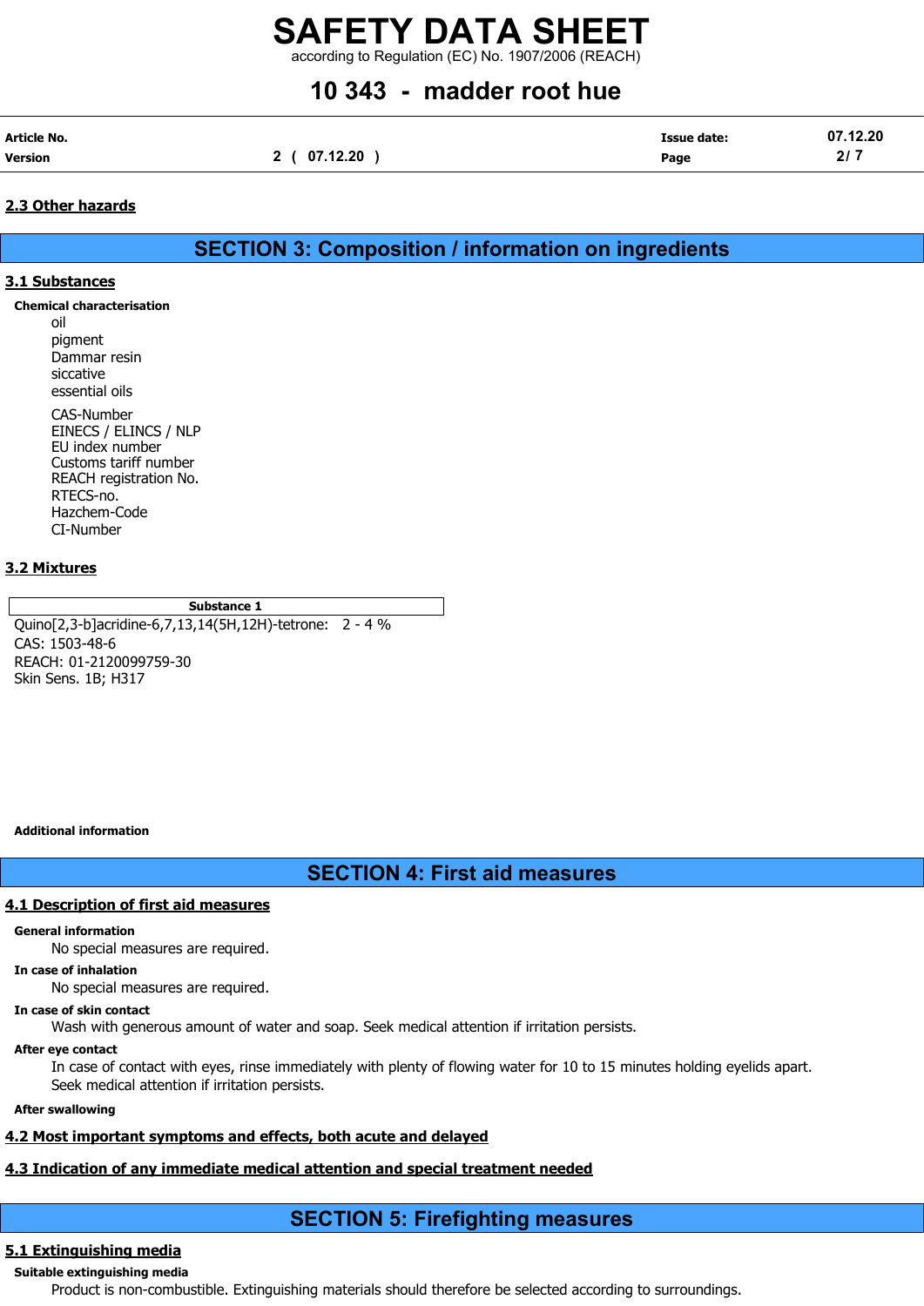### 2.3 Other hazards

## SECTION 3: Composition / information on ingredients

### 3.1 Substances

**Chemical characterisation**

oil
pigment
Dammar resin
siccative
essential oils

CAS-Number
EINECS / ELINCS / NLP
EU index number
Customs tariff number
REACH registration No.
RTECS-no.
Hazchem-Code
CI-Number

### 3.2 Mixtures

**Substance 1**

Quino[2,3-b]acridine-6,7,13,14(5H,12H)-tetrone: 2 - 4 %
CAS: 1503-48-6
REACH: 01-2120099759-30
Skin Sens. 1B; H317

**Additional information**

## SECTION 4: First aid measures

### 4.1 Description of first aid measures

**General information**

No special measures are required.

**In case of inhalation**

No special measures are required.

**In case of skin contact**

Wash with generous amount of water and soap. Seek medical attention if irritation persists.

**After eye contact**

In case of contact with eyes, rinse immediately with plenty of flowing water for 10 to 15 minutes holding eyelids apart. Seek medical attention if irritation persists.

**After swallowing**

### 4.2 Most important symptoms and effects, both acute and delayed

### 4.3 Indication of any immediate medical attention and special treatment needed

## SECTION 5: Firefighting measures

### 5.1 Extinguishing media

**Suitable extinguishing media**

Product is non-combustible. Extinguishing materials should therefore be selected according to surroundings.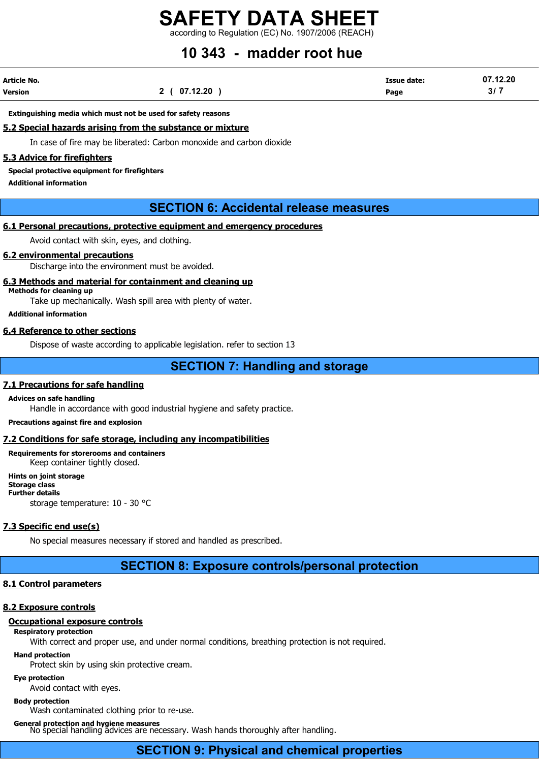**Extinguishing media which must not be used for safety reasons**

### 5.2 Special hazards arising from the substance or mixture

In case of fire may be liberated: Carbon monoxide and carbon dioxide

### 5.3 Advice for firefighters

**Special protective equipment for firefighters**

**Additional information**

## SECTION 6: Accidental release measures

### 6.1 Personal precautions, protective equipment and emergency procedures

Avoid contact with skin, eyes, and clothing.

### 6.2 environmental precautions

Discharge into the environment must be avoided.

### 6.3 Methods and material for containment and cleaning up

**Methods for cleaning up**

Take up mechanically. Wash spill area with plenty of water.

**Additional information**

### 6.4 Reference to other sections

Dispose of waste according to applicable legislation. refer to section 13

## SECTION 7: Handling and storage

### 7.1 Precautions for safe handling

**Advices on safe handling**

Handle in accordance with good industrial hygiene and safety practice.

**Precautions against fire and explosion**

### 7.2 Conditions for safe storage, including any incompatibilities

**Requirements for storerooms and containers**

Keep container tightly closed.

**Hints on joint storage**

**Storage class**

**Further details**

storage temperature: 10 - 30 °C

### 7.3 Specific end use(s)

No special measures necessary if stored and handled as prescribed.

## SECTION 8: Exposure controls/personal protection

### 8.1 Control parameters

### 8.2 Exposure controls

#### Occupational exposure controls

**Respiratory protection**

With correct and proper use, and under normal conditions, breathing protection is not required.

**Hand protection**

Protect skin by using skin protective cream.

**Eye protection**

Avoid contact with eyes.

**Body protection**

Wash contaminated clothing prior to re-use.

**General protection and hygiene measures**

No special handling advices are necessary. Wash hands thoroughly after handling.

## SECTION 9: Physical and chemical properties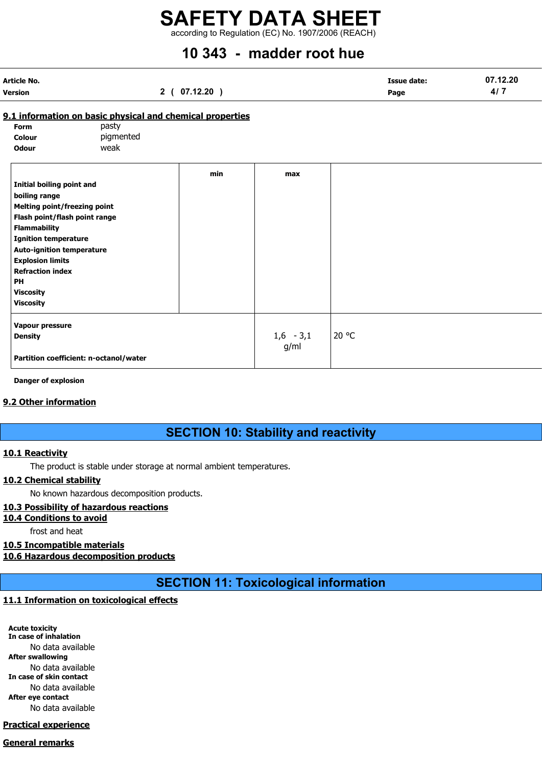# SAFETY DATA SHEET

according to Regulation (EC) No. 1907/2006 (REACH)

## 10 343 - madder root hue

| Article No. | | Issue date: | 07.12.20 |
|---|---|---|---|
| Version | 2 ( 07.12.20 ) | | |

### 9.1 information on basic physical and chemical properties

**Form** pasty
**Colour** pigmented
**Odour** weak

| | min | max | |
|---|---|---|---|
| **Initial boiling point and boiling range** | | | |
| **Melting point/freezing point** | | | |
| **Flash point/flash point range** | | | |
| **Flammability** | | | |
| **Ignition temperature** | | | |
| **Auto-ignition temperature** | | | |
| **Explosion limits** | | | |
| **Refraction index** | | | |
| **PH** | | | |
| **Viscosity** | | | |
| **Viscosity** | | | |
| **Vapour pressure** | | | |
| **Density** | | 1,6 - 3,1 g/ml | 20 °C |
| **Partition coefficient: n-octanol/water** | | | |

**Danger of explosion**

### 9.2 Other information

## SECTION 10: Stability and reactivity

### 10.1 Reactivity

The product is stable under storage at normal ambient temperatures.

### 10.2 Chemical stability

No known hazardous decomposition products.

### 10.3 Possibility of hazardous reactions

### 10.4 Conditions to avoid

frost and heat

### 10.5 Incompatible materials

### 10.6 Hazardous decomposition products

## SECTION 11: Toxicological information

### 11.1 Information on toxicological effects

**Acute toxicity**
**In case of inhalation**
No data available
**After swallowing**
No data available
**In case of skin contact**
No data available
**After eye contact**
No data available

### Practical experience

### General remarks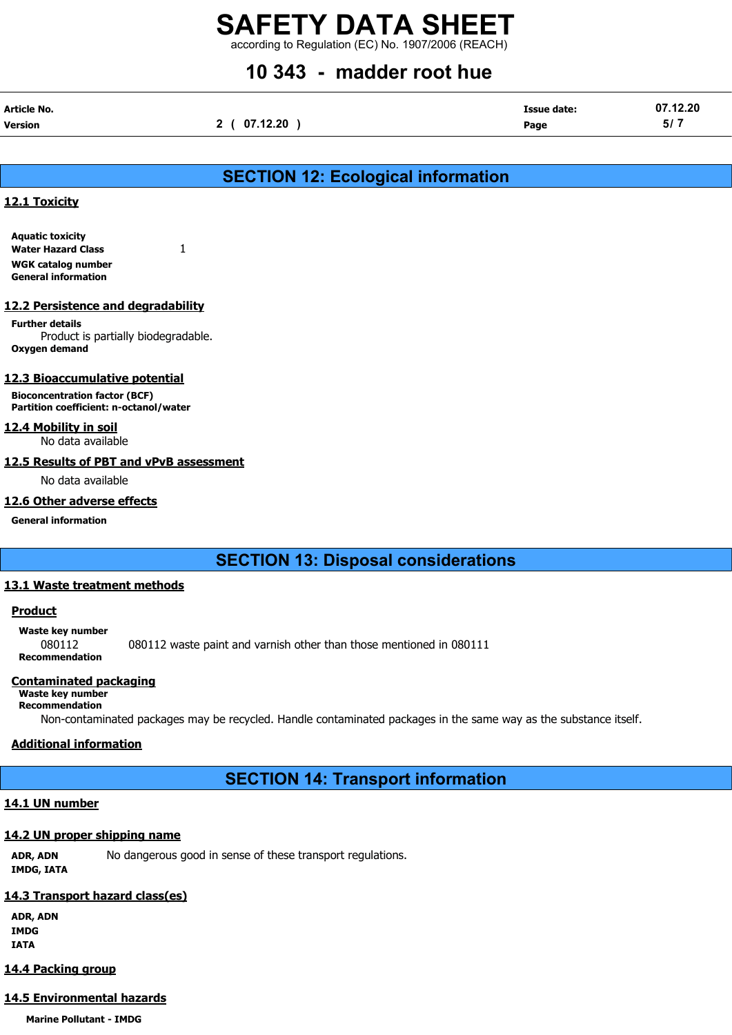## SECTION 12: Ecological information

### 12.1 Toxicity

**Aquatic toxicity**
**Water Hazard Class** 1
**WGK catalog number**
**General information**

### 12.2 Persistence and degradability

**Further details**

Product is partially biodegradable.

**Oxygen demand**

### 12.3 Bioaccumulative potential

**Bioconcentration factor (BCF)**
**Partition coefficient: n-octanol/water**

### 12.4 Mobility in soil

No data available

### 12.5 Results of PBT and vPvB assessment

No data available

### 12.6 Other adverse effects

**General information**

## SECTION 13: Disposal considerations

### 13.1 Waste treatment methods

#### Product

**Waste key number**

080112 080112 waste paint and varnish other than those mentioned in 080111

**Recommendation**

#### Contaminated packaging

**Waste key number**
**Recommendation**

Non-contaminated packages may be recycled. Handle contaminated packages in the same way as the substance itself.

#### Additional information

## SECTION 14: Transport information

### 14.1 UN number

### 14.2 UN proper shipping name

**ADR, ADN** No dangerous good in sense of these transport regulations.
**IMDG, IATA**

### 14.3 Transport hazard class(es)

**ADR, ADN**
**IMDG**
**IATA**

### 14.4 Packing group

### 14.5 Environmental hazards

**Marine Pollutant - IMDG**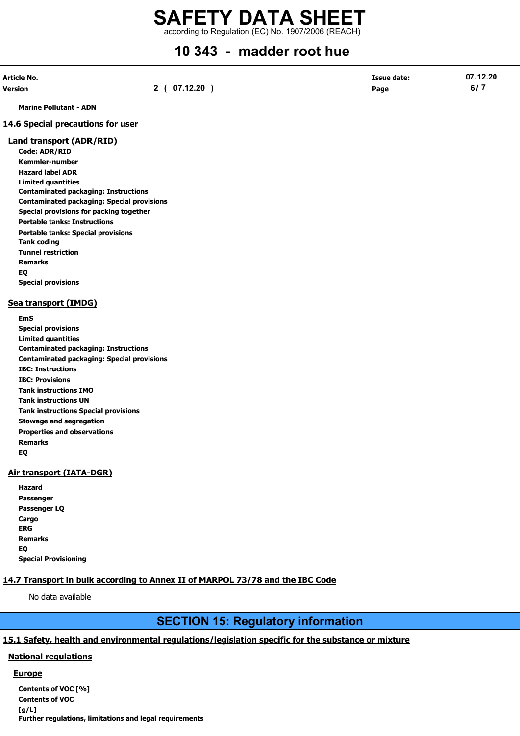**Marine Pollutant - ADN**

## 14.6 Special precautions for user

### Land transport (ADR/RID)

**Code: ADR/RID**
**Kemmler-number**
**Hazard label ADR**
**Limited quantities**
**Contaminated packaging: Instructions**
**Contaminated packaging: Special provisions**
**Special provisions for packing together**
**Portable tanks: Instructions**
**Portable tanks: Special provisions**
**Tank coding**
**Tunnel restriction**
**Remarks**
**EQ**
**Special provisions**

### Sea transport (IMDG)

**EmS**
**Special provisions**
**Limited quantities**
**Contaminated packaging: Instructions**
**Contaminated packaging: Special provisions**
**IBC: Instructions**
**IBC: Provisions**
**Tank instructions IMO**
**Tank instructions UN**
**Tank instructions Special provisions**
**Stowage and segregation**
**Properties and observations**
**Remarks**
**EQ**

### Air transport (IATA-DGR)

**Hazard**
**Passenger**
**Passenger LQ**
**Cargo**
**ERG**
**Remarks**
**EQ**
**Special Provisioning**

## 14.7 Transport in bulk according to Annex II of MARPOL 73/78 and the IBC Code

No data available

# SECTION 15: Regulatory information

## 15.1 Safety, health and environmental regulations/legislation specific for the substance or mixture

### National regulations

#### Europe

**Contents of VOC [%]**
**Contents of VOC [g/L]**
**Further regulations, limitations and legal requirements**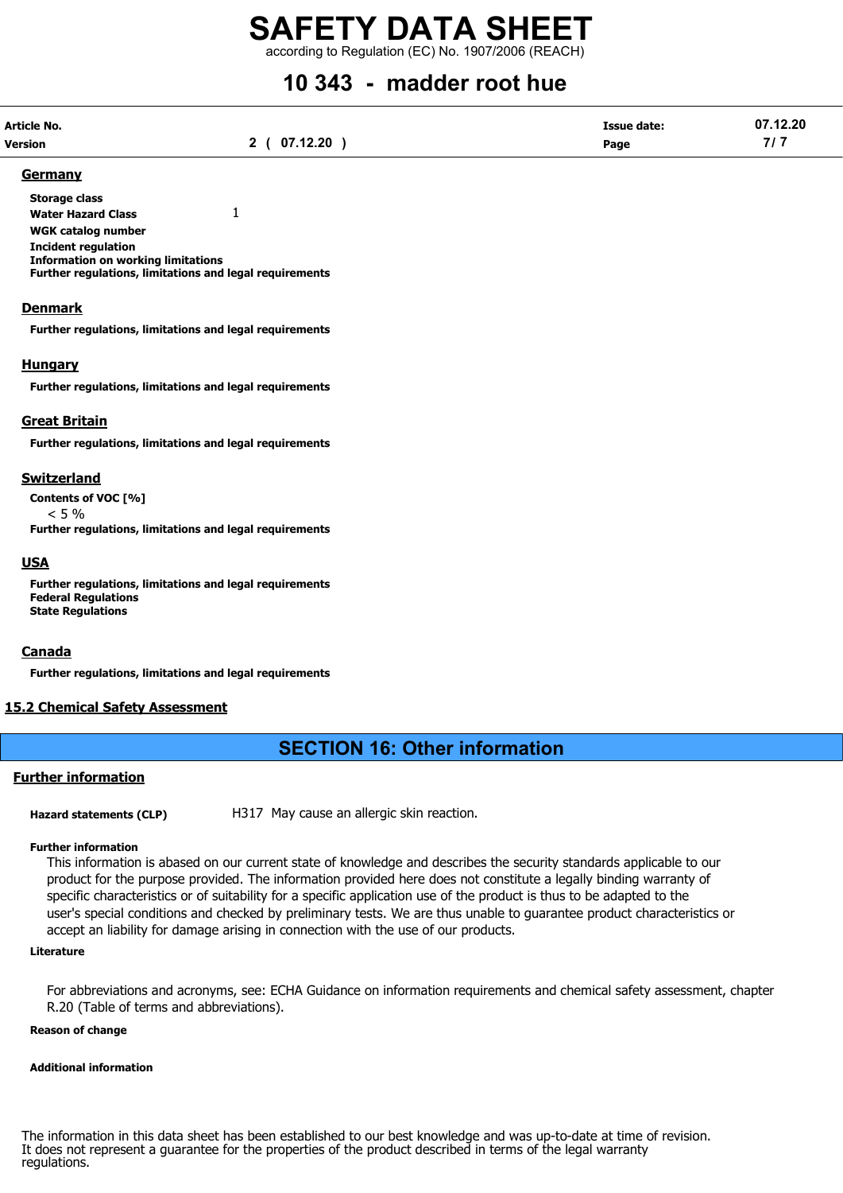# SAFETY DATA SHEET

according to Regulation (EC) No. 1907/2006 (REACH)

## 10 343 - madder root hue

| | | | |
|---|---|---|---|
| **Article No.** | | **Issue date:** | 07.12.20 |
| **Version** | 2 ( 07.12.20 ) | **Page** | |

### Germany

**Storage class**

**Water Hazard Class** 1

**WGK catalog number**

**Incident regulation**

**Information on working limitations**

**Further regulations, limitations and legal requirements**

### Denmark

**Further regulations, limitations and legal requirements**

### Hungary

**Further regulations, limitations and legal requirements**

### Great Britain

**Further regulations, limitations and legal requirements**

### Switzerland

**Contents of VOC [%]**

< 5 %

**Further regulations, limitations and legal requirements**

### USA

**Further regulations, limitations and legal requirements**

**Federal Regulations**

**State Regulations**

### Canada

**Further regulations, limitations and legal requirements**

### 15.2 Chemical Safety Assessment

## SECTION 16: Other information

### Further information

**Hazard statements (CLP)** H317 May cause an allergic skin reaction.

**Further information**

This information is abased on our current state of knowledge and describes the security standards applicable to our product for the purpose provided. The information provided here does not constitute a legally binding warranty of specific characteristics or of suitability for a specific application use of the product is thus to be adapted to the user's special conditions and checked by preliminary tests. We are thus unable to guarantee product characteristics or accept an liability for damage arising in connection with the use of our products.

**Literature**

For abbreviations and acronyms, see: ECHA Guidance on information requirements and chemical safety assessment, chapter R.20 (Table of terms and abbreviations).

**Reason of change**

**Additional information**

The information in this data sheet has been established to our best knowledge and was up-to-date at time of revision. It does not represent a guarantee for the properties of the product described in terms of the legal warranty regulations.